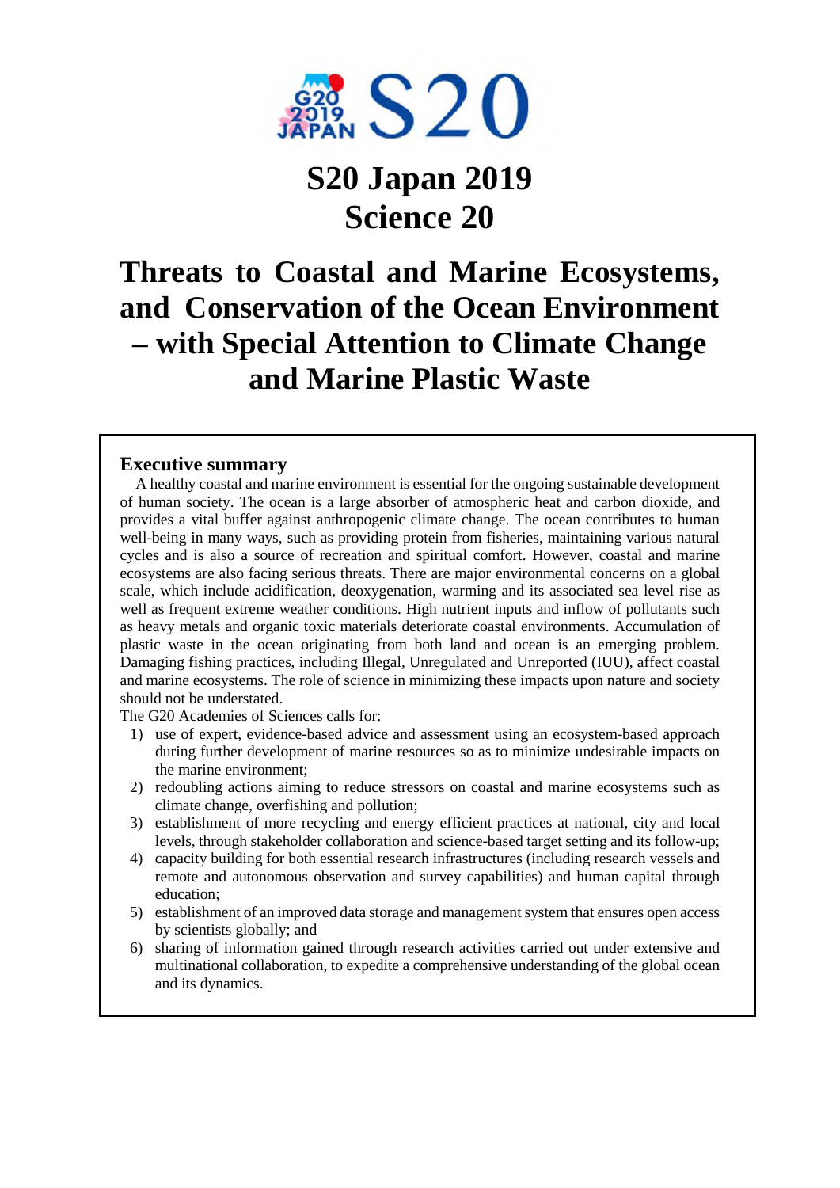# S20 Japan 2019
# Science 20

# Threats to Coastal and Marine Ecosystems, and Conservation of the Ocean Environment – with Special Attention to Climate Change and Marine Plastic Waste

## Executive summary

A healthy coastal and marine environment is essential for the ongoing sustainable development of human society. The ocean is a large absorber of atmospheric heat and carbon dioxide, and provides a vital buffer against anthropogenic climate change. The ocean contributes to human well-being in many ways, such as providing protein from fisheries, maintaining various natural cycles and is also a source of recreation and spiritual comfort. However, coastal and marine ecosystems are also facing serious threats. There are major environmental concerns on a global scale, which include acidification, deoxygenation, warming and its associated sea level rise as well as frequent extreme weather conditions. High nutrient inputs and inflow of pollutants such as heavy metals and organic toxic materials deteriorate coastal environments. Accumulation of plastic waste in the ocean originating from both land and ocean is an emerging problem. Damaging fishing practices, including Illegal, Unregulated and Unreported (IUU), affect coastal and marine ecosystems. The role of science in minimizing these impacts upon nature and society should not be understated.

The G20 Academies of Sciences calls for:

1) use of expert, evidence-based advice and assessment using an ecosystem-based approach during further development of marine resources so as to minimize undesirable impacts on the marine environment;
2) redoubling actions aiming to reduce stressors on coastal and marine ecosystems such as climate change, overfishing and pollution;
3) establishment of more recycling and energy efficient practices at national, city and local levels, through stakeholder collaboration and science-based target setting and its follow-up;
4) capacity building for both essential research infrastructures (including research vessels and remote and autonomous observation and survey capabilities) and human capital through education;
5) establishment of an improved data storage and management system that ensures open access by scientists globally; and
6) sharing of information gained through research activities carried out under extensive and multinational collaboration, to expedite a comprehensive understanding of the global ocean and its dynamics.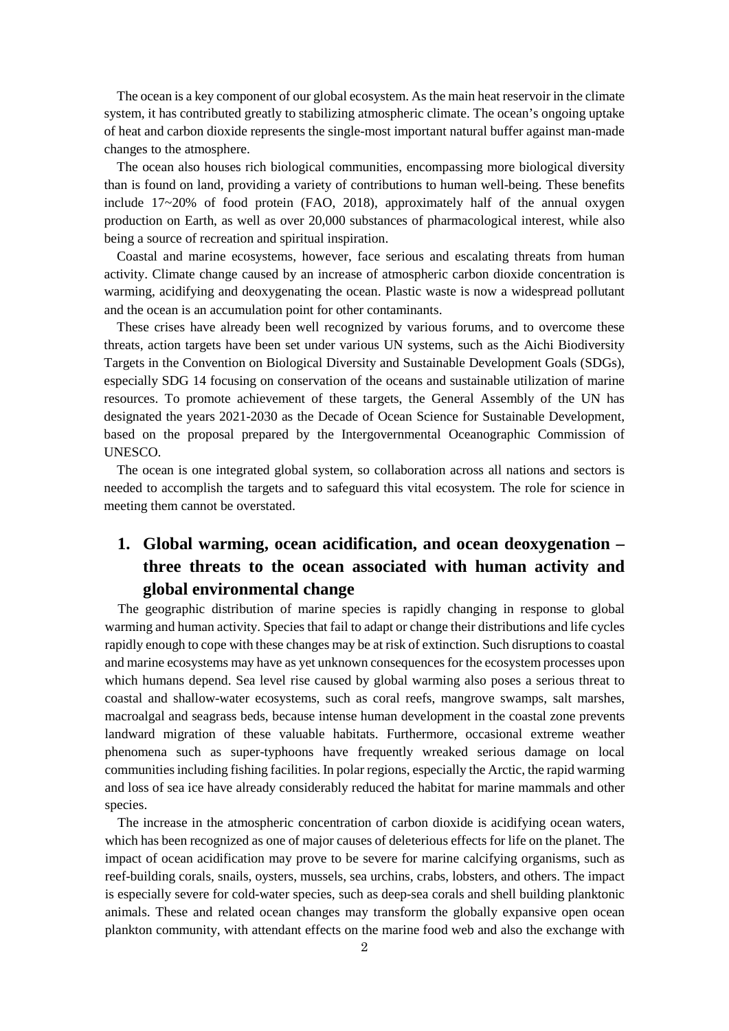The ocean is a key component of our global ecosystem. As the main heat reservoir in the climate system, it has contributed greatly to stabilizing atmospheric climate. The ocean's ongoing uptake of heat and carbon dioxide represents the single-most important natural buffer against man-made changes to the atmosphere.

The ocean also houses rich biological communities, encompassing more biological diversity than is found on land, providing a variety of contributions to human well-being. These benefits include 17~20% of food protein (FAO, 2018), approximately half of the annual oxygen production on Earth, as well as over 20,000 substances of pharmacological interest, while also being a source of recreation and spiritual inspiration.

Coastal and marine ecosystems, however, face serious and escalating threats from human activity. Climate change caused by an increase of atmospheric carbon dioxide concentration is warming, acidifying and deoxygenating the ocean. Plastic waste is now a widespread pollutant and the ocean is an accumulation point for other contaminants.

These crises have already been well recognized by various forums, and to overcome these threats, action targets have been set under various UN systems, such as the Aichi Biodiversity Targets in the Convention on Biological Diversity and Sustainable Development Goals (SDGs), especially SDG 14 focusing on conservation of the oceans and sustainable utilization of marine resources. To promote achievement of these targets, the General Assembly of the UN has designated the years 2021-2030 as the Decade of Ocean Science for Sustainable Development, based on the proposal prepared by the Intergovernmental Oceanographic Commission of UNESCO.

The ocean is one integrated global system, so collaboration across all nations and sectors is needed to accomplish the targets and to safeguard this vital ecosystem. The role for science in meeting them cannot be overstated.

## 1. Global warming, ocean acidification, and ocean deoxygenation – three threats to the ocean associated with human activity and global environmental change

The geographic distribution of marine species is rapidly changing in response to global warming and human activity. Species that fail to adapt or change their distributions and life cycles rapidly enough to cope with these changes may be at risk of extinction. Such disruptions to coastal and marine ecosystems may have as yet unknown consequences for the ecosystem processes upon which humans depend. Sea level rise caused by global warming also poses a serious threat to coastal and shallow-water ecosystems, such as coral reefs, mangrove swamps, salt marshes, macroalgal and seagrass beds, because intense human development in the coastal zone prevents landward migration of these valuable habitats. Furthermore, occasional extreme weather phenomena such as super-typhoons have frequently wreaked serious damage on local communities including fishing facilities. In polar regions, especially the Arctic, the rapid warming and loss of sea ice have already considerably reduced the habitat for marine mammals and other species.

The increase in the atmospheric concentration of carbon dioxide is acidifying ocean waters, which has been recognized as one of major causes of deleterious effects for life on the planet. The impact of ocean acidification may prove to be severe for marine calcifying organisms, such as reef-building corals, snails, oysters, mussels, sea urchins, crabs, lobsters, and others. The impact is especially severe for cold-water species, such as deep-sea corals and shell building planktonic animals. These and related ocean changes may transform the globally expansive open ocean plankton community, with attendant effects on the marine food web and also the exchange with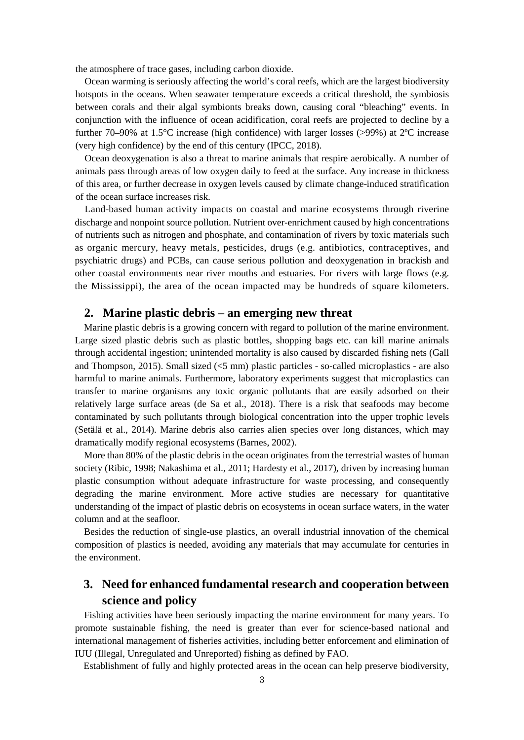the atmosphere of trace gases, including carbon dioxide.

Ocean warming is seriously affecting the world's coral reefs, which are the largest biodiversity hotspots in the oceans. When seawater temperature exceeds a critical threshold, the symbiosis between corals and their algal symbionts breaks down, causing coral "bleaching" events. In conjunction with the influence of ocean acidification, coral reefs are projected to decline by a further 70–90% at 1.5°C increase (high confidence) with larger losses (>99%) at 2ºC increase (very high confidence) by the end of this century (IPCC, 2018).

Ocean deoxygenation is also a threat to marine animals that respire aerobically. A number of animals pass through areas of low oxygen daily to feed at the surface. Any increase in thickness of this area, or further decrease in oxygen levels caused by climate change-induced stratification of the ocean surface increases risk.

Land-based human activity impacts on coastal and marine ecosystems through riverine discharge and nonpoint source pollution. Nutrient over-enrichment caused by high concentrations of nutrients such as nitrogen and phosphate, and contamination of rivers by toxic materials such as organic mercury, heavy metals, pesticides, drugs (e.g. antibiotics, contraceptives, and psychiatric drugs) and PCBs, can cause serious pollution and deoxygenation in brackish and other coastal environments near river mouths and estuaries. For rivers with large flows (e.g. the Mississippi), the area of the ocean impacted may be hundreds of square kilometers.

## 2. Marine plastic debris – an emerging new threat

Marine plastic debris is a growing concern with regard to pollution of the marine environment. Large sized plastic debris such as plastic bottles, shopping bags etc. can kill marine animals through accidental ingestion; unintended mortality is also caused by discarded fishing nets (Gall and Thompson, 2015). Small sized (<5 mm) plastic particles - so-called microplastics - are also harmful to marine animals. Furthermore, laboratory experiments suggest that microplastics can transfer to marine organisms any toxic organic pollutants that are easily adsorbed on their relatively large surface areas (de Sa et al., 2018). There is a risk that seafoods may become contaminated by such pollutants through biological concentration into the upper trophic levels (Setälä et al., 2014). Marine debris also carries alien species over long distances, which may dramatically modify regional ecosystems (Barnes, 2002).

More than 80% of the plastic debris in the ocean originates from the terrestrial wastes of human society (Ribic, 1998; Nakashima et al., 2011; Hardesty et al., 2017), driven by increasing human plastic consumption without adequate infrastructure for waste processing, and consequently degrading the marine environment. More active studies are necessary for quantitative understanding of the impact of plastic debris on ecosystems in ocean surface waters, in the water column and at the seafloor.

Besides the reduction of single-use plastics, an overall industrial innovation of the chemical composition of plastics is needed, avoiding any materials that may accumulate for centuries in the environment.

## 3. Need for enhanced fundamental research and cooperation between science and policy

Fishing activities have been seriously impacting the marine environment for many years. To promote sustainable fishing, the need is greater than ever for science-based national and international management of fisheries activities, including better enforcement and elimination of IUU (Illegal, Unregulated and Unreported) fishing as defined by FAO.

Establishment of fully and highly protected areas in the ocean can help preserve biodiversity,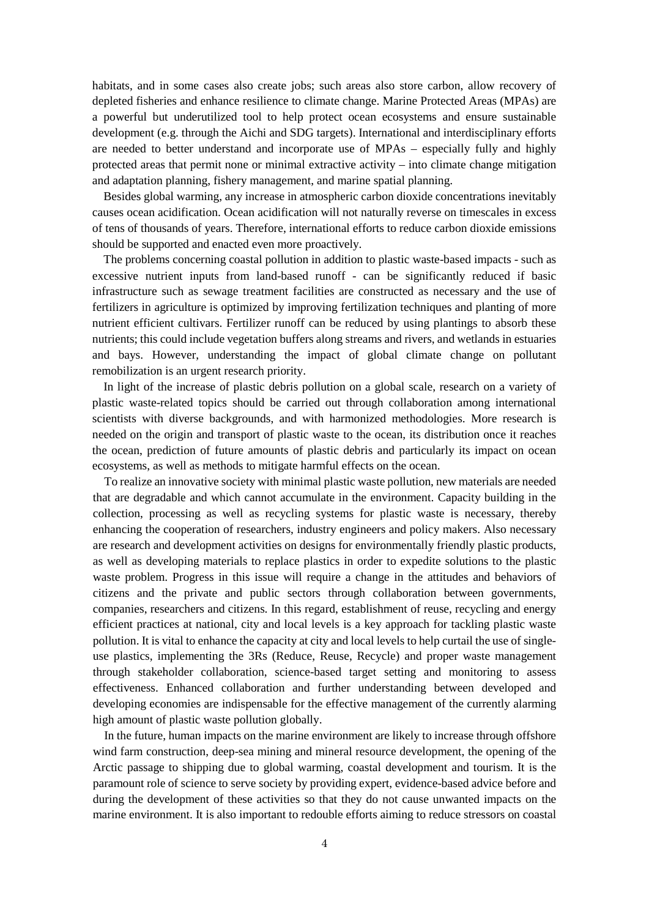habitats, and in some cases also create jobs; such areas also store carbon, allow recovery of depleted fisheries and enhance resilience to climate change. Marine Protected Areas (MPAs) are a powerful but underutilized tool to help protect ocean ecosystems and ensure sustainable development (e.g. through the Aichi and SDG targets). International and interdisciplinary efforts are needed to better understand and incorporate use of MPAs – especially fully and highly protected areas that permit none or minimal extractive activity – into climate change mitigation and adaptation planning, fishery management, and marine spatial planning.

Besides global warming, any increase in atmospheric carbon dioxide concentrations inevitably causes ocean acidification. Ocean acidification will not naturally reverse on timescales in excess of tens of thousands of years. Therefore, international efforts to reduce carbon dioxide emissions should be supported and enacted even more proactively.

The problems concerning coastal pollution in addition to plastic waste-based impacts - such as excessive nutrient inputs from land-based runoff - can be significantly reduced if basic infrastructure such as sewage treatment facilities are constructed as necessary and the use of fertilizers in agriculture is optimized by improving fertilization techniques and planting of more nutrient efficient cultivars. Fertilizer runoff can be reduced by using plantings to absorb these nutrients; this could include vegetation buffers along streams and rivers, and wetlands in estuaries and bays. However, understanding the impact of global climate change on pollutant remobilization is an urgent research priority.

In light of the increase of plastic debris pollution on a global scale, research on a variety of plastic waste-related topics should be carried out through collaboration among international scientists with diverse backgrounds, and with harmonized methodologies. More research is needed on the origin and transport of plastic waste to the ocean, its distribution once it reaches the ocean, prediction of future amounts of plastic debris and particularly its impact on ocean ecosystems, as well as methods to mitigate harmful effects on the ocean.

To realize an innovative society with minimal plastic waste pollution, new materials are needed that are degradable and which cannot accumulate in the environment. Capacity building in the collection, processing as well as recycling systems for plastic waste is necessary, thereby enhancing the cooperation of researchers, industry engineers and policy makers. Also necessary are research and development activities on designs for environmentally friendly plastic products, as well as developing materials to replace plastics in order to expedite solutions to the plastic waste problem. Progress in this issue will require a change in the attitudes and behaviors of citizens and the private and public sectors through collaboration between governments, companies, researchers and citizens. In this regard, establishment of reuse, recycling and energy efficient practices at national, city and local levels is a key approach for tackling plastic waste pollution. It is vital to enhance the capacity at city and local levels to help curtail the use of single-use plastics, implementing the 3Rs (Reduce, Reuse, Recycle) and proper waste management through stakeholder collaboration, science-based target setting and monitoring to assess effectiveness. Enhanced collaboration and further understanding between developed and developing economies are indispensable for the effective management of the currently alarming high amount of plastic waste pollution globally.

In the future, human impacts on the marine environment are likely to increase through offshore wind farm construction, deep-sea mining and mineral resource development, the opening of the Arctic passage to shipping due to global warming, coastal development and tourism. It is the paramount role of science to serve society by providing expert, evidence-based advice before and during the development of these activities so that they do not cause unwanted impacts on the marine environment. It is also important to redouble efforts aiming to reduce stressors on coastal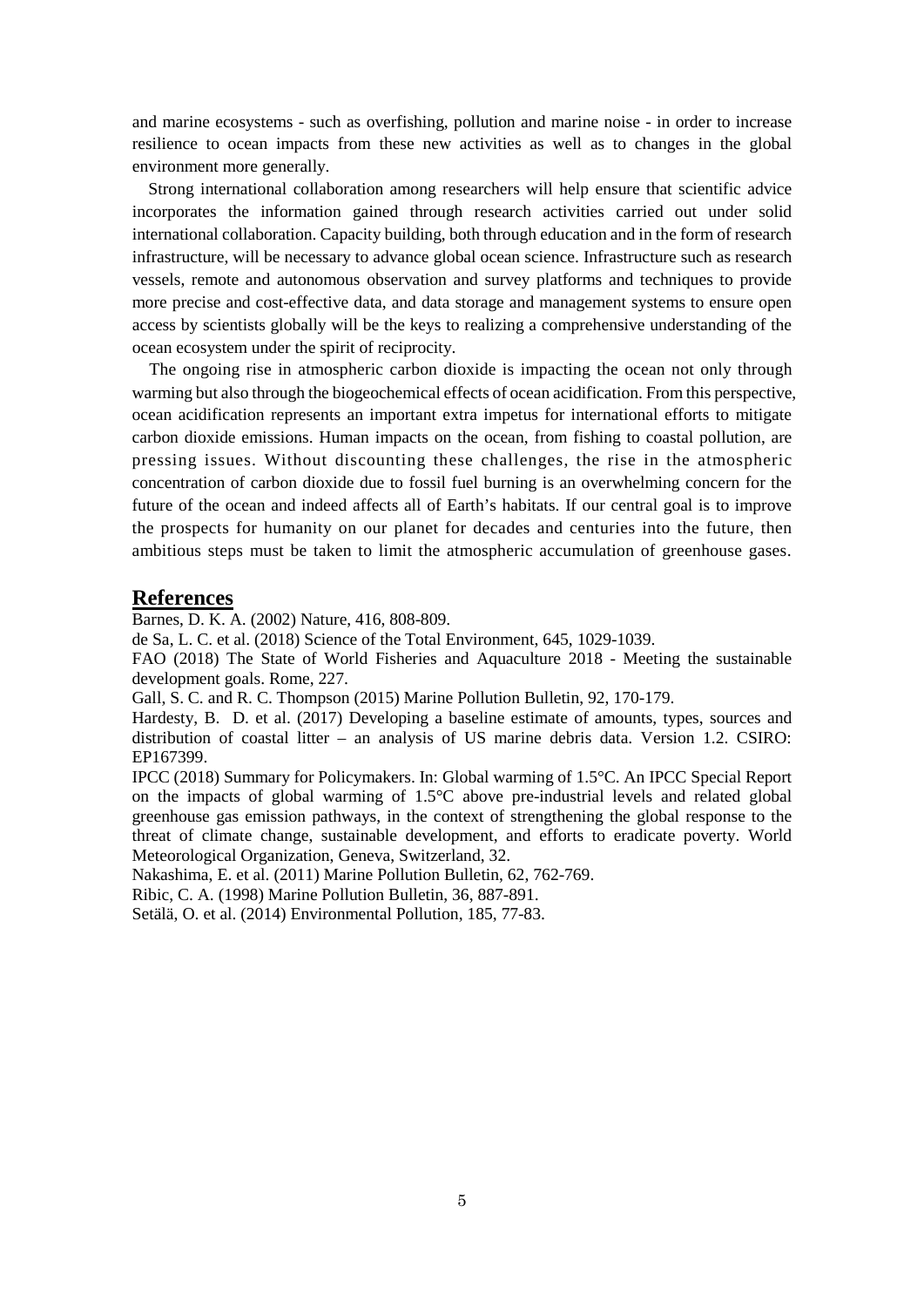and marine ecosystems - such as overfishing, pollution and marine noise - in order to increase resilience to ocean impacts from these new activities as well as to changes in the global environment more generally.

Strong international collaboration among researchers will help ensure that scientific advice incorporates the information gained through research activities carried out under solid international collaboration. Capacity building, both through education and in the form of research infrastructure, will be necessary to advance global ocean science. Infrastructure such as research vessels, remote and autonomous observation and survey platforms and techniques to provide more precise and cost-effective data, and data storage and management systems to ensure open access by scientists globally will be the keys to realizing a comprehensive understanding of the ocean ecosystem under the spirit of reciprocity.

The ongoing rise in atmospheric carbon dioxide is impacting the ocean not only through warming but also through the biogeochemical effects of ocean acidification. From this perspective, ocean acidification represents an important extra impetus for international efforts to mitigate carbon dioxide emissions. Human impacts on the ocean, from fishing to coastal pollution, are pressing issues. Without discounting these challenges, the rise in the atmospheric concentration of carbon dioxide due to fossil fuel burning is an overwhelming concern for the future of the ocean and indeed affects all of Earth's habitats. If our central goal is to improve the prospects for humanity on our planet for decades and centuries into the future, then ambitious steps must be taken to limit the atmospheric accumulation of greenhouse gases.

## References

Barnes, D. K. A. (2002) Nature, 416, 808-809.

de Sa, L. C. et al. (2018) Science of the Total Environment, 645, 1029-1039.

FAO (2018) The State of World Fisheries and Aquaculture 2018 - Meeting the sustainable development goals. Rome, 227.

Gall, S. C. and R. C. Thompson (2015) Marine Pollution Bulletin, 92, 170-179.

Hardesty, B. D. et al. (2017) Developing a baseline estimate of amounts, types, sources and distribution of coastal litter – an analysis of US marine debris data. Version 1.2. CSIRO: EP167399.

IPCC (2018) Summary for Policymakers. In: Global warming of 1.5°C. An IPCC Special Report on the impacts of global warming of 1.5°C above pre-industrial levels and related global greenhouse gas emission pathways, in the context of strengthening the global response to the threat of climate change, sustainable development, and efforts to eradicate poverty. World Meteorological Organization, Geneva, Switzerland, 32.

Nakashima, E. et al. (2011) Marine Pollution Bulletin, 62, 762-769.

Ribic, C. A. (1998) Marine Pollution Bulletin, 36, 887-891.

Setälä, O. et al. (2014) Environmental Pollution, 185, 77-83.